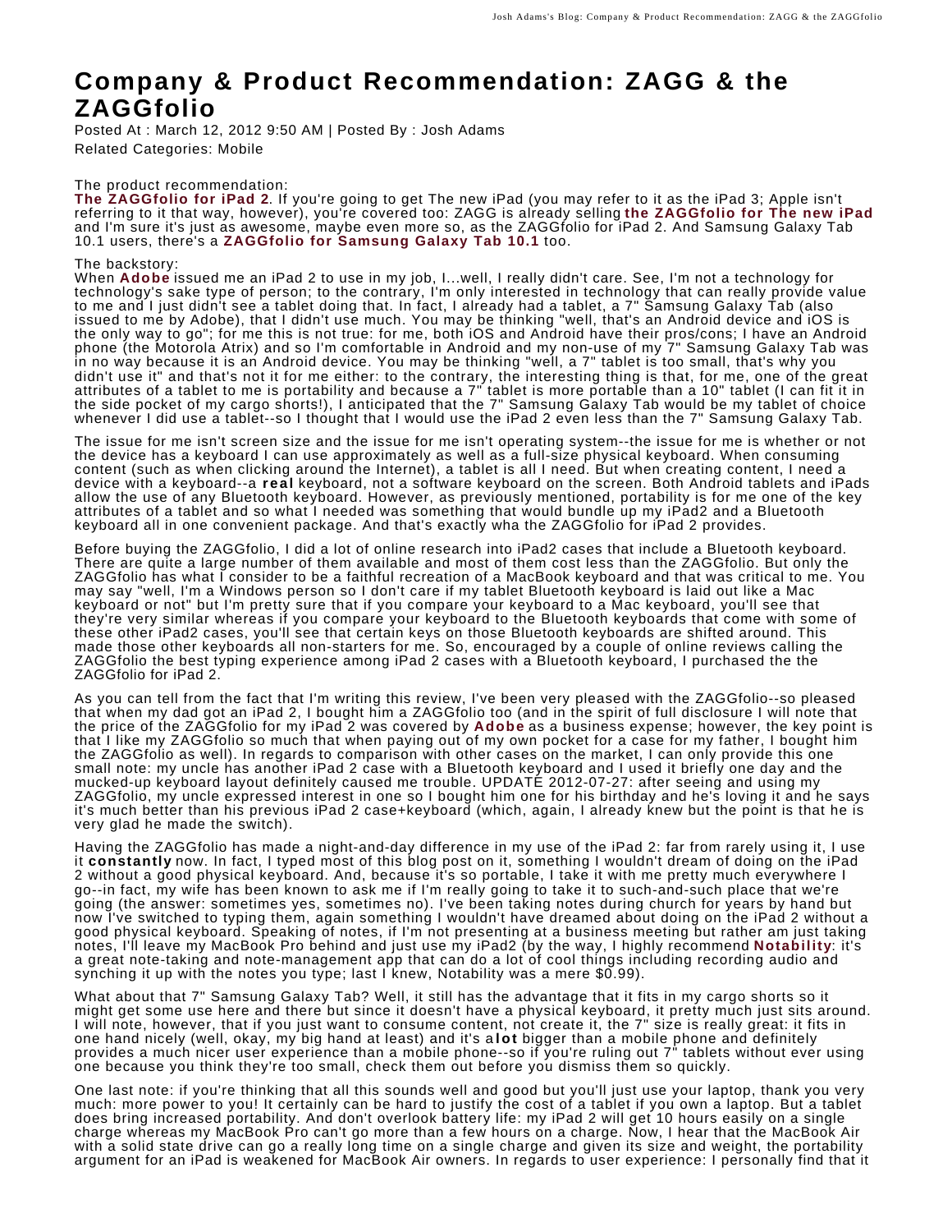# Company & Product Recommendation: ZAGG & the ZAGGfolio

Posted At : March 12, 2012 9:50 AM | Posted By : Josh Adams

Related Categories: Mobile

The product recommendation:
**The ZAGGfolio for iPad 2**. If you're going to get The new iPad (you may refer to it as the iPad 3; Apple isn't referring to it that way, however), you're covered too: ZAGG is already selling **the ZAGGfolio for The new iPad** and I'm sure it's just as awesome, maybe even more so, as the ZAGGfolio for iPad 2. And Samsung Galaxy Tab 10.1 users, there's a **ZAGGfolio for Samsung Galaxy Tab 10.1** too.

The backstory:
When **Adobe** issued me an iPad 2 to use in my job, I...well, I really didn't care. See, I'm not a technology for technology's sake type of person; to the contrary, I'm only interested in technology that can really provide value to me and I just didn't see a tablet doing that. In fact, I already had a tablet, a 7" Samsung Galaxy Tab (also issued to me by Adobe), that I didn't use much. You may be thinking "well, that's an Android device and iOS is the only way to go"; for me this is not true: for me, both iOS and Android have their pros/cons; I have an Android phone (the Motorola Atrix) and so I'm comfortable in Android and my non-use of my 7" Samsung Galaxy Tab was in no way because it is an Android device. You may be thinking "well, a 7" tablet is too small, that's why you didn't use it" and that's not it for me either: to the contrary, the interesting thing is that, for me, one of the great attributes of a tablet to me is portability and because a 7" tablet is more portable than a 10" tablet (I can fit it in the side pocket of my cargo shorts!), I anticipated that the 7" Samsung Galaxy Tab would be my tablet of choice whenever I did use a tablet--so I thought that I would use the iPad 2 even less than the 7" Samsung Galaxy Tab.

The issue for me isn't screen size and the issue for me isn't operating system--the issue for me is whether or not the device has a keyboard I can use approximately as well as a full-size physical keyboard. When consuming content (such as when clicking around the Internet), a tablet is all I need. But when creating content, I need a device with a keyboard--a **real** keyboard, not a software keyboard on the screen. Both Android tablets and iPads allow the use of any Bluetooth keyboard. However, as previously mentioned, portability is for me one of the key attributes of a tablet and so what I needed was something that would bundle up my iPad2 and a Bluetooth keyboard all in one convenient package. And that's exactly wha the ZAGGfolio for iPad 2 provides.

Before buying the ZAGGfolio, I did a lot of online research into iPad2 cases that include a Bluetooth keyboard. There are quite a large number of them available and most of them cost less than the ZAGGfolio. But only the ZAGGfolio has what I consider to be a faithful recreation of a MacBook keyboard and that was critical to me. You may say "well, I'm a Windows person so I don't care if my tablet Bluetooth keyboard is laid out like a Mac keyboard or not" but I'm pretty sure that if you compare your keyboard to a Mac keyboard, you'll see that they're very similar whereas if you compare your keyboard to the Bluetooth keyboards that come with some of these other iPad2 cases, you'll see that certain keys on those Bluetooth keyboards are shifted around. This made those other keyboards all non-starters for me. So, encouraged by a couple of online reviews calling the ZAGGfolio the best typing experience among iPad 2 cases with a Bluetooth keyboard, I purchased the the ZAGGfolio for iPad 2.

As you can tell from the fact that I'm writing this review, I've been very pleased with the ZAGGfolio--so pleased that when my dad got an iPad 2, I bought him a ZAGGfolio too (and in the spirit of full disclosure I will note that the price of the ZAGGfolio for my iPad 2 was covered by **Adobe** as a business expense; however, the key point is that I like my ZAGGfolio so much that when paying out of my own pocket for a case for my father, I bought him the ZAGGfolio as well). In regards to comparison with other cases on the market, I can only provide this one small note: my uncle has another iPad 2 case with a Bluetooth keyboard and I used it briefly one day and the mucked-up keyboard layout definitely caused me trouble. UPDATE 2012-07-27: after seeing and using my ZAGGfolio, my uncle expressed interest in one so I bought him one for his birthday and he's loving it and he says it's much better than his previous iPad 2 case+keyboard (which, again, I already knew but the point is that he is very glad he made the switch).

Having the ZAGGfolio has made a night-and-day difference in my use of the iPad 2: far from rarely using it, I use it **constantly** now. In fact, I typed most of this blog post on it, something I wouldn't dream of doing on the iPad 2 without a good physical keyboard. And, because it's so portable, I take it with me pretty much everywhere I go--in fact, my wife has been known to ask me if I'm really going to take it to such-and-such place that we're going (the answer: sometimes yes, sometimes no). I've been taking notes during church for years by hand but now I've switched to typing them, again something I wouldn't have dreamed about doing on the iPad 2 without a good physical keyboard. Speaking of notes, if I'm not presenting at a business meeting but rather am just taking notes, I'll leave my MacBook Pro behind and just use my iPad2 (by the way, I highly recommend **Notability**: it's a great note-taking and note-management app that can do a lot of cool things including recording audio and synching it up with the notes you type; last I knew, Notability was a mere $0.99).

What about that 7" Samsung Galaxy Tab? Well, it still has the advantage that it fits in my cargo shorts so it might get some use here and there but since it doesn't have a physical keyboard, it pretty much just sits around. I will note, however, that if you just want to consume content, not create it, the 7" size is really great: it fits in one hand nicely (well, okay, my big hand at least) and it's a **lot** bigger than a mobile phone and definitely provides a much nicer user experience than a mobile phone--so if you're ruling out 7" tablets without ever using one because you think they're too small, check them out before you dismiss them so quickly.

One last note: if you're thinking that all this sounds well and good but you'll just use your laptop, thank you very much: more power to you! It certainly can be hard to justify the cost of a tablet if you own a laptop. But a tablet does bring increased portability. And don't overlook battery life: my iPad 2 will get 10 hours easily on a single charge whereas my MacBook Pro can't go more than a few hours on a charge. Now, I hear that the MacBook Air with a solid state drive can go a really long time on a single charge and given its size and weight, the portability argument for an iPad is weakened for MacBook Air owners. In regards to user experience: I personally find that it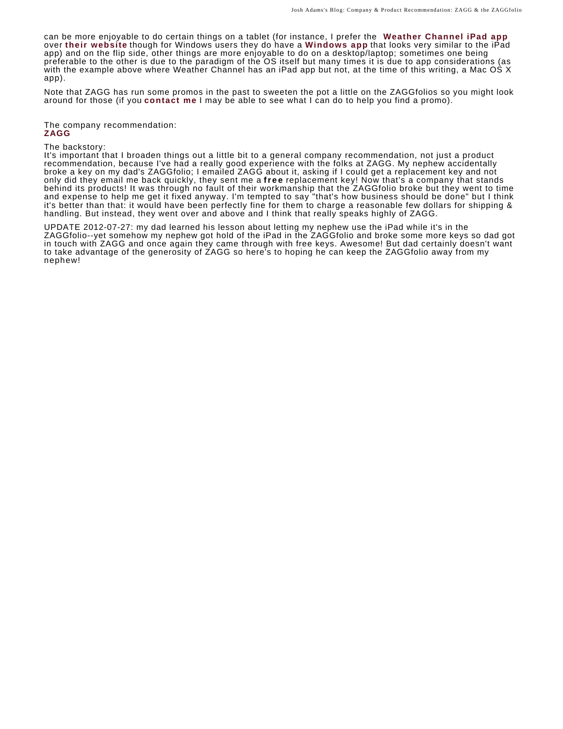can be more enjoyable to do certain things on a tablet (for instance, I prefer the **Weather Channel iPad app** over **their website** though for Windows users they do have a **Windows app** that looks very similar to the iPad app) and on the flip side, other things are more enjoyable to do on a desktop/laptop; sometimes one being preferable to the other is due to the paradigm of the OS itself but many times it is due to app considerations (as with the example above where Weather Channel has an iPad app but not, at the time of this writing, a Mac OS X app).

Note that ZAGG has run some promos in the past to sweeten the pot a little on the ZAGGfolios so you might look around for those (if you **contact me** I may be able to see what I can do to help you find a promo).

The company recommendation:
**ZAGG**

The backstory:
It's important that I broaden things out a little bit to a general company recommendation, not just a product recommendation, because I've had a really good experience with the folks at ZAGG. My nephew accidentally broke a key on my dad's ZAGGfolio; I emailed ZAGG about it, asking if I could get a replacement key and not only did they email me back quickly, they sent me a **free** replacement key! Now that's a company that stands behind its products! It was through no fault of their workmanship that the ZAGGfolio broke but they went to time and expense to help me get it fixed anyway. I'm tempted to say "that's how business should be done" but I think it's better than that: it would have been perfectly fine for them to charge a reasonable few dollars for shipping & handling. But instead, they went over and above and I think that really speaks highly of ZAGG.

UPDATE 2012-07-27: my dad learned his lesson about letting my nephew use the iPad while it's in the ZAGGfolio--yet somehow my nephew got hold of the iPad in the ZAGGfolio and broke some more keys so dad got in touch with ZAGG and once again they came through with free keys. Awesome! But dad certainly doesn't want to take advantage of the generosity of ZAGG so here's to hoping he can keep the ZAGGfolio away from my nephew!